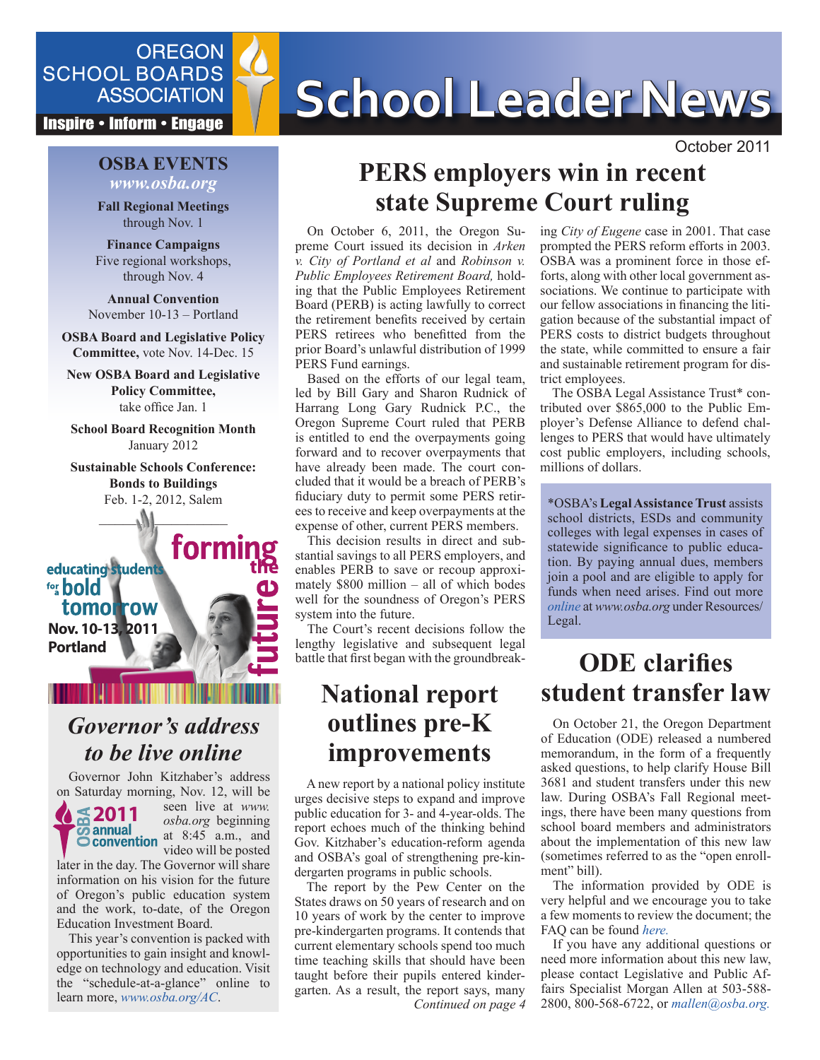OREGON SCHOOL BOARDS ASSOCIATION

Inspire • Inform • Engage

# School Leader News

October 2011

## OSBA EVENTS

*www.osba.org*

**Fall Regional Meetings**
through Nov. 1

**Finance Campaigns**
Five regional workshops, through Nov. 4

**Annual Convention**
November 10-13 – Portland

**OSBA Board and Legislative Policy Committee,** vote Nov. 14-Dec. 15

**New OSBA Board and Legislative Policy Committee,**
take office Jan. 1

**School Board Recognition Month**
January 2012

**Sustainable Schools Conference: Bonds to Buildings**
Feb. 1-2, 2012, Salem

educating students for a bold tomorrow forming the future
Nov. 10-13, 2011
Portland

## *Governor's address to be live online*

Governor John Kitzhaber's address on Saturday morning, Nov. 12, will be seen live at *www.osba.org* beginning at 8:45 a.m., and video will be posted later in the day. The Governor will share information on his vision for the future of Oregon's public education system and the work, to-date, of the Oregon Education Investment Board.

OSBA 2011 annual convention

This year's convention is packed with opportunities to gain insight and knowledge on technology and education. Visit the "schedule-at-a-glance" online to learn more, *www.osba.org/AC*.

# PERS employers win in recent state Supreme Court ruling

On October 6, 2011, the Oregon Supreme Court issued its decision in *Arken v. City of Portland et al* and *Robinson v. Public Employees Retirement Board,* holding that the Public Employees Retirement Board (PERB) is acting lawfully to correct the retirement benefits received by certain PERS retirees who benefitted from the prior Board's unlawful distribution of 1999 PERS Fund earnings.

Based on the efforts of our legal team, led by Bill Gary and Sharon Rudnick of Harrang Long Gary Rudnick P.C., the Oregon Supreme Court ruled that PERB is entitled to end the overpayments going forward and to recover overpayments that have already been made. The court concluded that it would be a breach of PERB's fiduciary duty to permit some PERS retirees to receive and keep overpayments at the expense of other, current PERS members.

This decision results in direct and substantial savings to all PERS employers, and enables PERB to save or recoup approximately $800 million – all of which bodes well for the soundness of Oregon's PERS system into the future.

The Court's recent decisions follow the lengthy legislative and subsequent legal battle that first began with the groundbreaking *City of Eugene* case in 2001. That case prompted the PERS reform efforts in 2003. OSBA was a prominent force in those efforts, along with other local government associations. We continue to participate with our fellow associations in financing the litigation because of the substantial impact of PERS costs to district budgets throughout the state, while committed to ensure a fair and sustainable retirement program for district employees.

The OSBA Legal Assistance Trust* contributed over $865,000 to the Public Employer's Defense Alliance to defend challenges to PERS that would have ultimately cost public employers, including schools, millions of dollars.

*OSBA's **Legal Assistance Trust** assists school districts, ESDs and community colleges with legal expenses in cases of statewide significance to public education. By paying annual dues, members join a pool and are eligible to apply for funds when need arises. Find out more *online* at *www.osba.org* under Resources/Legal.

# National report outlines pre-K improvements

A new report by a national policy institute urges decisive steps to expand and improve public education for 3- and 4-year-olds. The report echoes much of the thinking behind Gov. Kitzhaber's education-reform agenda and OSBA's goal of strengthening pre-kindergarten programs in public schools.

The report by the Pew Center on the States draws on 50 years of research and on 10 years of work by the center to improve pre-kindergarten programs. It contends that current elementary schools spend too much time teaching skills that should have been taught before their pupils entered kindergarten. As a result, the report says, many

*Continued on page 4*

# ODE clarifies student transfer law

On October 21, the Oregon Department of Education (ODE) released a numbered memorandum, in the form of a frequently asked questions, to help clarify House Bill 3681 and student transfers under this new law. During OSBA's Fall Regional meetings, there have been many questions from school board members and administrators about the implementation of this new law (sometimes referred to as the "open enrollment" bill).

The information provided by ODE is very helpful and we encourage you to take a few moments to review the document; the FAQ can be found *here.*

If you have any additional questions or need more information about this new law, please contact Legislative and Public Affairs Specialist Morgan Allen at 503-588-2800, 800-568-6722, or *mallen@osba.org.*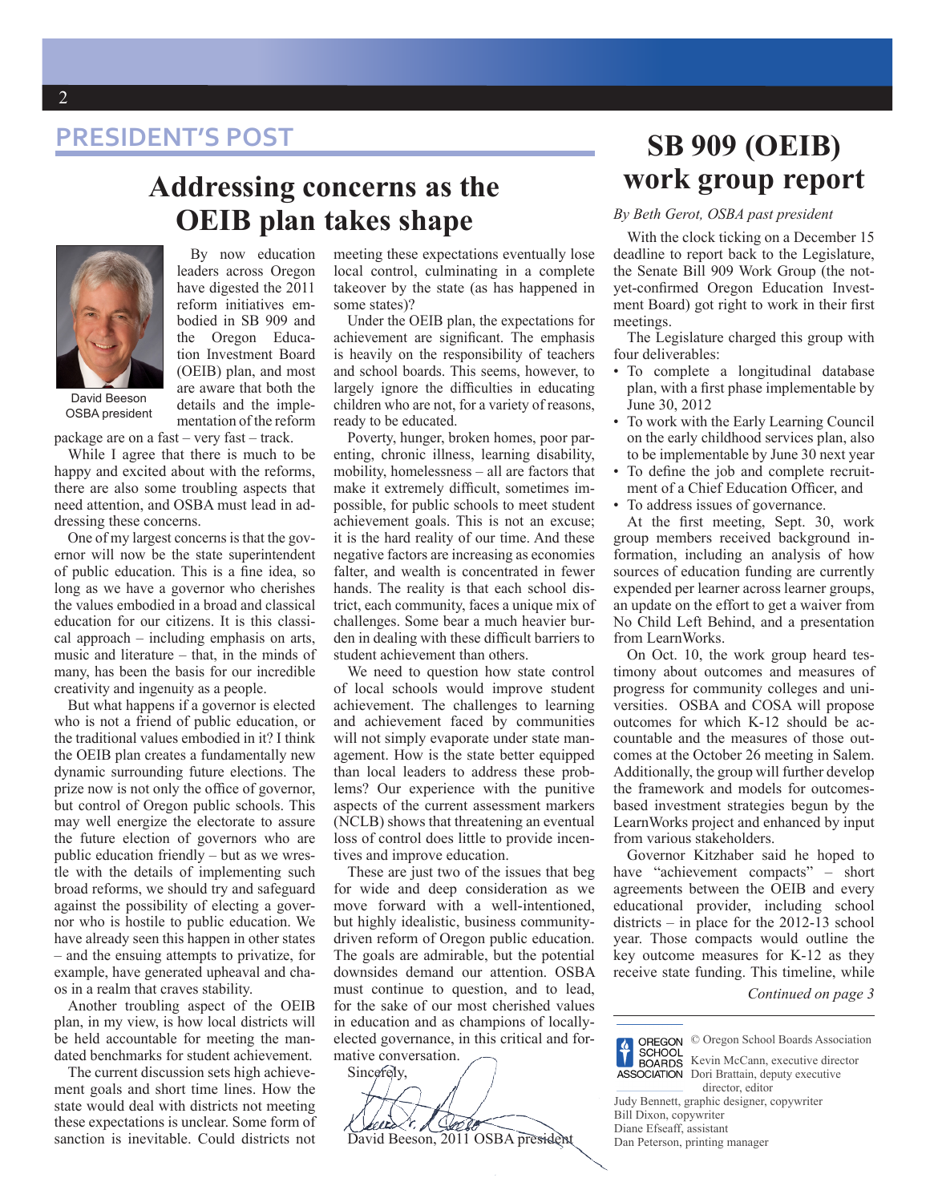## PRESIDENT'S POST

# Addressing concerns as the OEIB plan takes shape

David Beeson
OSBA president

By now education leaders across Oregon have digested the 2011 reform initiatives embodied in SB 909 and the Oregon Education Investment Board (OEIB) plan, and most are aware that both the details and the implementation of the reform package are on a fast – very fast – track.

While I agree that there is much to be happy and excited about with the reforms, there are also some troubling aspects that need attention, and OSBA must lead in addressing these concerns.

One of my largest concerns is that the governor will now be the state superintendent of public education. This is a fine idea, so long as we have a governor who cherishes the values embodied in a broad and classical education for our citizens. It is this classical approach – including emphasis on arts, music and literature – that, in the minds of many, has been the basis for our incredible creativity and ingenuity as a people.

But what happens if a governor is elected who is not a friend of public education, or the traditional values embodied in it? I think the OEIB plan creates a fundamentally new dynamic surrounding future elections. The prize now is not only the office of governor, but control of Oregon public schools. This may well energize the electorate to assure the future election of governors who are public education friendly – but as we wrestle with the details of implementing such broad reforms, we should try and safeguard against the possibility of electing a governor who is hostile to public education. We have already seen this happen in other states – and the ensuing attempts to privatize, for example, have generated upheaval and chaos in a realm that craves stability.

Another troubling aspect of the OEIB plan, in my view, is how local districts will be held accountable for meeting the mandated benchmarks for student achievement.

The current discussion sets high achievement goals and short time lines. How the state would deal with districts not meeting these expectations is unclear. Some form of sanction is inevitable. Could districts not meeting these expectations eventually lose local control, culminating in a complete takeover by the state (as has happened in some states)?

Under the OEIB plan, the expectations for achievement are significant. The emphasis is heavily on the responsibility of teachers and school boards. This seems, however, to largely ignore the difficulties in educating children who are not, for a variety of reasons, ready to be educated.

Poverty, hunger, broken homes, poor parenting, chronic illness, learning disability, mobility, homelessness – all are factors that make it extremely difficult, sometimes impossible, for public schools to meet student achievement goals. This is not an excuse; it is the hard reality of our time. And these negative factors are increasing as economies falter, and wealth is concentrated in fewer hands. The reality is that each school district, each community, faces a unique mix of challenges. Some bear a much heavier burden in dealing with these difficult barriers to student achievement than others.

We need to question how state control of local schools would improve student achievement. The challenges to learning and achievement faced by communities will not simply evaporate under state management. How is the state better equipped than local leaders to address these problems? Our experience with the punitive aspects of the current assessment markers (NCLB) shows that threatening an eventual loss of control does little to provide incentives and improve education.

These are just two of the issues that beg for wide and deep consideration as we move forward with a well-intentioned, but highly idealistic, business community-driven reform of Oregon public education. The goals are admirable, but the potential downsides demand our attention. OSBA must continue to question, and to lead, for the sake of our most cherished values in education and as champions of locally-elected governance, in this critical and formative conversation.

Sincerely,

David Beeson, 2011 OSBA president

# SB 909 (OEIB) work group report

*By Beth Gerot, OSBA past president*

With the clock ticking on a December 15 deadline to report back to the Legislature, the Senate Bill 909 Work Group (the not-yet-confirmed Oregon Education Investment Board) got right to work in their first meetings.

The Legislature charged this group with four deliverables:

- To complete a longitudinal database plan, with a first phase implementable by June 30, 2012
- To work with the Early Learning Council on the early childhood services plan, also to be implementable by June 30 next year
- To define the job and complete recruitment of a Chief Education Officer, and
- To address issues of governance.

At the first meeting, Sept. 30, work group members received background information, including an analysis of how sources of education funding are currently expended per learner across learner groups, an update on the effort to get a waiver from No Child Left Behind, and a presentation from LearnWorks.

On Oct. 10, the work group heard testimony about outcomes and measures of progress for community colleges and universities. OSBA and COSA will propose outcomes for which K-12 should be accountable and the measures of those outcomes at the October 26 meeting in Salem. Additionally, the group will further develop the framework and models for outcomes-based investment strategies begun by the LearnWorks project and enhanced by input from various stakeholders.

Governor Kitzhaber said he hoped to have "achievement compacts" – short agreements between the OEIB and every educational provider, including school districts – in place for the 2012-13 school year. Those compacts would outline the key outcome measures for K-12 as they receive state funding. This timeline, while

*Continued on page 3*

© Oregon School Boards Association
Kevin McCann, executive director
Dori Brattain, deputy executive director, editor
Judy Bennett, graphic designer, copywriter
Bill Dixon, copywriter
Diane Efseaff, assistant
Dan Peterson, printing manager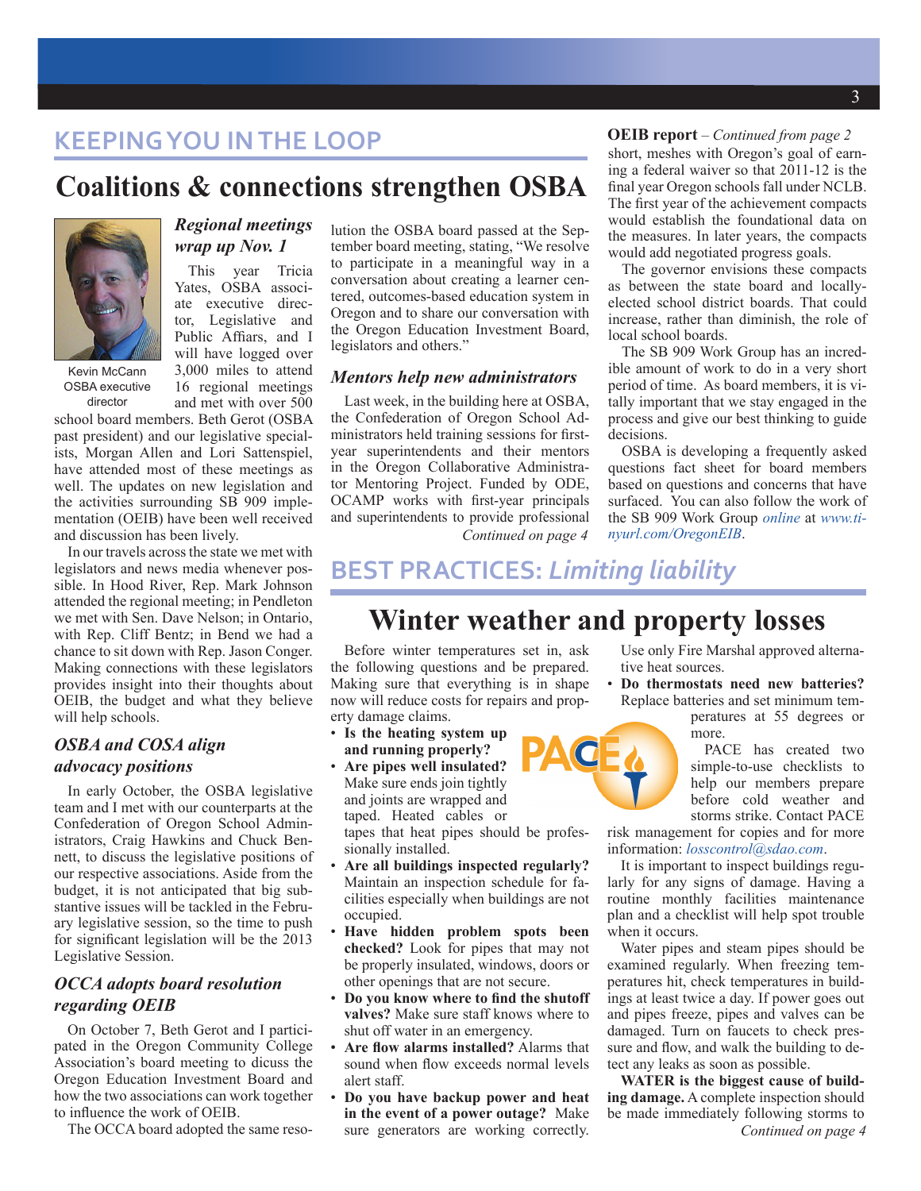## KEEPING YOU IN THE LOOP

# Coalitions & connections strengthen OSBA

Kevin McCann
OSBA executive director

### *Regional meetings wrap up Nov. 1*

This year Tricia Yates, OSBA associate executive director, Legislative and Public Affiars, and I will have logged over 3,000 miles to attend 16 regional meetings and met with over 500 school board members. Beth Gerot (OSBA past president) and our legislative specialists, Morgan Allen and Lori Sattenspiel, have attended most of these meetings as well. The updates on new legislation and the activities surrounding SB 909 implementation (OEIB) have been well received and discussion has been lively.

In our travels across the state we met with legislators and news media whenever possible. In Hood River, Rep. Mark Johnson attended the regional meeting; in Pendleton we met with Sen. Dave Nelson; in Ontario, with Rep. Cliff Bentz; in Bend we had a chance to sit down with Rep. Jason Conger. Making connections with these legislators provides insight into their thoughts about OEIB, the budget and what they believe will help schools.

### *OSBA and COSA align advocacy positions*

In early October, the OSBA legislative team and I met with our counterparts at the Confederation of Oregon School Administrators, Craig Hawkins and Chuck Bennett, to discuss the legislative positions of our respective associations. Aside from the budget, it is not anticipated that big substantive issues will be tackled in the February legislative session, so the time to push for significant legislation will be the 2013 Legislative Session.

### *OCCA adopts board resolution regarding OEIB*

On October 7, Beth Gerot and I participated in the Oregon Community College Association's board meeting to dicuss the Oregon Education Investment Board and how the two associations can work together to influence the work of OEIB.

The OCCA board adopted the same resolution the OSBA board passed at the September board meeting, stating, "We resolve to participate in a meaningful way in a conversation about creating a learner centered, outcomes-based education system in Oregon and to share our conversation with the Oregon Education Investment Board, legislators and others."

### *Mentors help new administrators*

Last week, in the building here at OSBA, the Confederation of Oregon School Administrators held training sessions for first-year superintendents and their mentors in the Oregon Collaborative Administrator Mentoring Project. Funded by ODE, OCAMP works with first-year principals and superintendents to provide professional

*Continued on page 4*

**OEIB report** – *Continued from page 2*

short, meshes with Oregon's goal of earning a federal waiver so that 2011-12 is the final year Oregon schools fall under NCLB. The first year of the achievement compacts would establish the foundational data on the measures. In later years, the compacts would add negotiated progress goals.

The governor envisions these compacts as between the state board and locally-elected school district boards. That could increase, rather than diminish, the role of local school boards.

The SB 909 Work Group has an incredible amount of work to do in a very short period of time. As board members, it is vitally important that we stay engaged in the process and give our best thinking to guide decisions.

OSBA is developing a frequently asked questions fact sheet for board members based on questions and concerns that have surfaced. You can also follow the work of the SB 909 Work Group *online* at *www.tinyurl.com/OregonEIB*.

## BEST PRACTICES: *Limiting liability*

# Winter weather and property losses

Before winter temperatures set in, ask the following questions and be prepared. Making sure that everything is in shape now will reduce costs for repairs and property damage claims.

- **Is the heating system up and running properly?**
- **Are pipes well insulated?** Make sure ends join tightly and joints are wrapped and taped. Heated cables or tapes that heat pipes should be professionally installed.
- **Are all buildings inspected regularly?** Maintain an inspection schedule for facilities especially when buildings are not occupied.
- **Have hidden problem spots been checked?** Look for pipes that may not be properly insulated, windows, doors or other openings that are not secure.
- **Do you know where to find the shutoff valves?** Make sure staff knows where to shut off water in an emergency.
- **Are flow alarms installed?** Alarms that sound when flow exceeds normal levels alert staff.
- **Do you have backup power and heat in the event of a power outage?** Make sure generators are working correctly. Use only Fire Marshal approved alternative heat sources.
- **Do thermostats need new batteries?** Replace batteries and set minimum temperatures at 55 degrees or more.

PACE has created two simple-to-use checklists to help our members prepare before cold weather and storms strike. Contact PACE risk management for copies and for more information: *losscontrol@sdao.com*.

It is important to inspect buildings regularly for any signs of damage. Having a routine monthly facilities maintenance plan and a checklist will help spot trouble when it occurs.

Water pipes and steam pipes should be examined regularly. When freezing temperatures hit, check temperatures in buildings at least twice a day. If power goes out and pipes freeze, pipes and valves can be damaged. Turn on faucets to check pressure and flow, and walk the building to detect any leaks as soon as possible.

**WATER is the biggest cause of building damage.** A complete inspection should be made immediately following storms to

*Continued on page 4*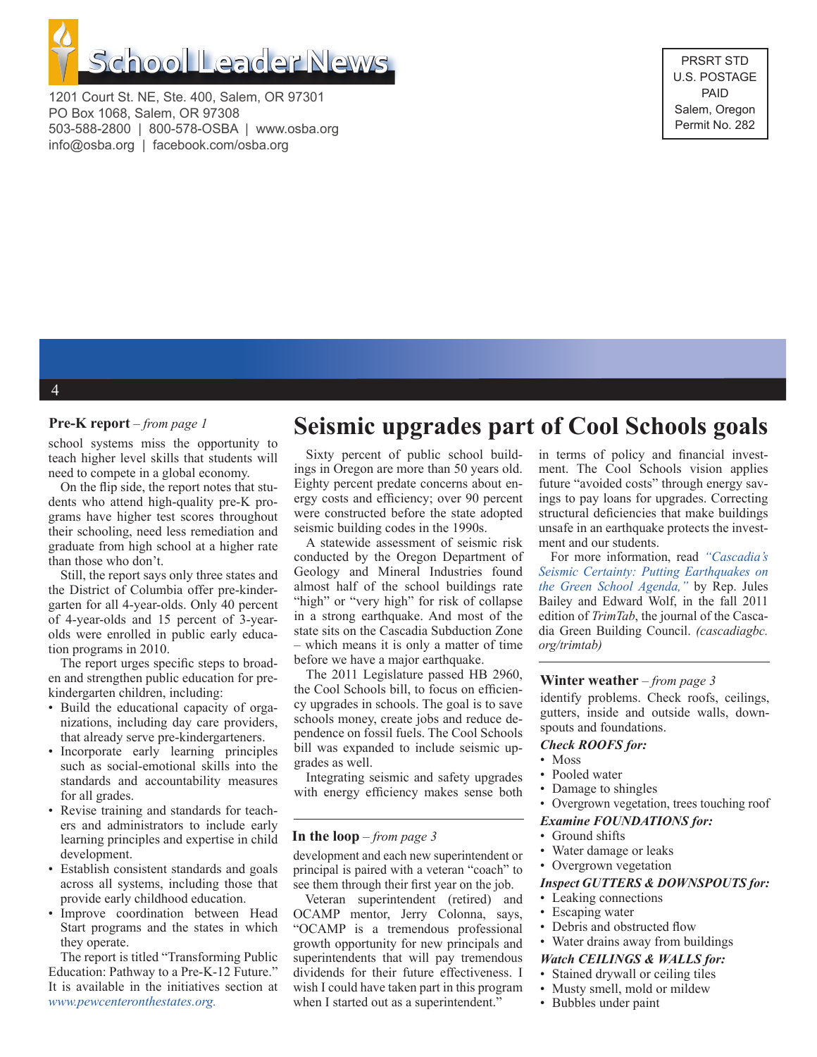School Leader News

1201 Court St. NE, Ste. 400, Salem, OR 97301
PO Box 1068, Salem, OR 97308
503-588-2800 | 800-578-OSBA | www.osba.org
info@osba.org | facebook.com/osba.org

PRSRT STD
U.S. POSTAGE
PAID
Salem, Oregon
Permit No. 282

**Pre-K report** – *from page 1*

school systems miss the opportunity to teach higher level skills that students will need to compete in a global economy.

On the flip side, the report notes that students who attend high-quality pre-K programs have higher test scores throughout their schooling, need less remediation and graduate from high school at a higher rate than those who don't.

Still, the report says only three states and the District of Columbia offer pre-kindergarten for all 4-year-olds. Only 40 percent of 4-year-olds and 15 percent of 3-year-olds were enrolled in public early education programs in 2010.

The report urges specific steps to broaden and strengthen public education for pre-kindergarten children, including:

- Build the educational capacity of organizations, including day care providers, that already serve pre-kindergarteners.
- Incorporate early learning principles such as social-emotional skills into the standards and accountability measures for all grades.
- Revise training and standards for teachers and administrators to include early learning principles and expertise in child development.
- Establish consistent standards and goals across all systems, including those that provide early childhood education.
- Improve coordination between Head Start programs and the states in which they operate.

The report is titled "Transforming Public Education: Pathway to a Pre-K-12 Future." It is available in the initiatives section at *www.pewcenteronthestates.org.*

# Seismic upgrades part of Cool Schools goals

Sixty percent of public school buildings in Oregon are more than 50 years old. Eighty percent predate concerns about energy costs and efficiency; over 90 percent were constructed before the state adopted seismic building codes in the 1990s.

A statewide assessment of seismic risk conducted by the Oregon Department of Geology and Mineral Industries found almost half of the school buildings rate "high" or "very high" for risk of collapse in a strong earthquake. And most of the state sits on the Cascadia Subduction Zone – which means it is only a matter of time before we have a major earthquake.

The 2011 Legislature passed HB 2960, the Cool Schools bill, to focus on efficiency upgrades in schools. The goal is to save schools money, create jobs and reduce dependence on fossil fuels. The Cool Schools bill was expanded to include seismic upgrades as well.

Integrating seismic and safety upgrades with energy efficiency makes sense both in terms of policy and financial investment. The Cool Schools vision applies future "avoided costs" through energy savings to pay loans for upgrades. Correcting structural deficiencies that make buildings unsafe in an earthquake protects the investment and our students.

For more information, read *"Cascadia's Seismic Certainty: Putting Earthquakes on the Green School Agenda,"* by Rep. Jules Bailey and Edward Wolf, in the fall 2011 edition of *TrimTab*, the journal of the Cascadia Green Building Council. *(cascadiagbc.org/trimtab)*

**In the loop** – *from page 3*

development and each new superintendent or principal is paired with a veteran "coach" to see them through their first year on the job.

Veteran superintendent (retired) and OCAMP mentor, Jerry Colonna, says, "OCAMP is a tremendous professional growth opportunity for new principals and superintendents that will pay tremendous dividends for their future effectiveness. I wish I could have taken part in this program when I started out as a superintendent."

**Winter weather** – *from page 3*

identify problems. Check roofs, ceilings, gutters, inside and outside walls, downspouts and foundations.

***Check ROOFS for:***

- Moss
- Pooled water
- Damage to shingles
- Overgrown vegetation, trees touching roof

***Examine FOUNDATIONS for:***

- Ground shifts
- Water damage or leaks
- Overgrown vegetation

***Inspect GUTTERS & DOWNSPOUTS for:***

- Leaking connections
- Escaping water
- Debris and obstructed flow
- Water drains away from buildings

***Watch CEILINGS & WALLS for:***

- Stained drywall or ceiling tiles
- Musty smell, mold or mildew
- Bubbles under paint